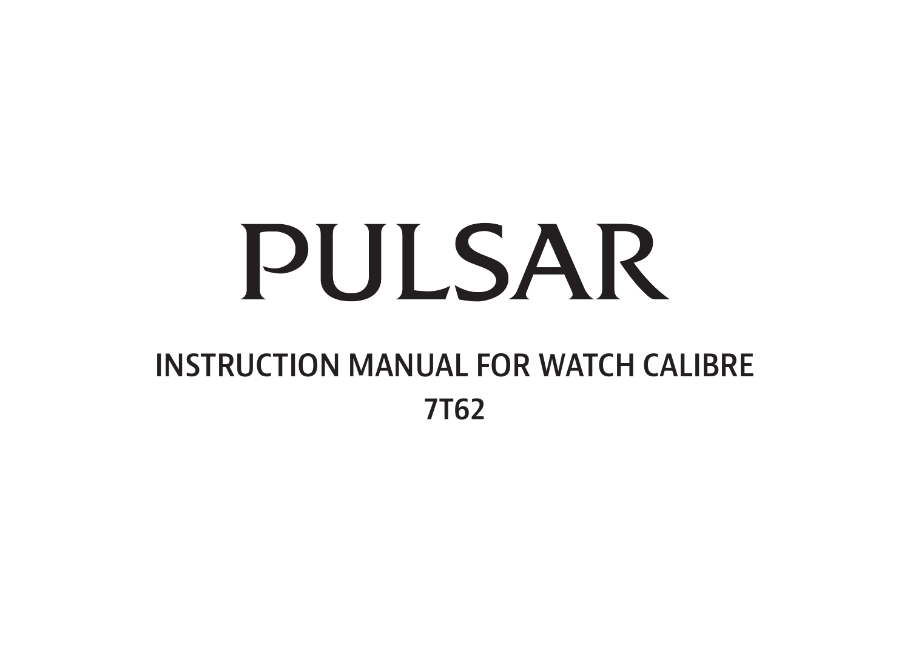# PULSAR

## INSTRUCTION MANUAL FOR WATCH CALIBRE

## 7T62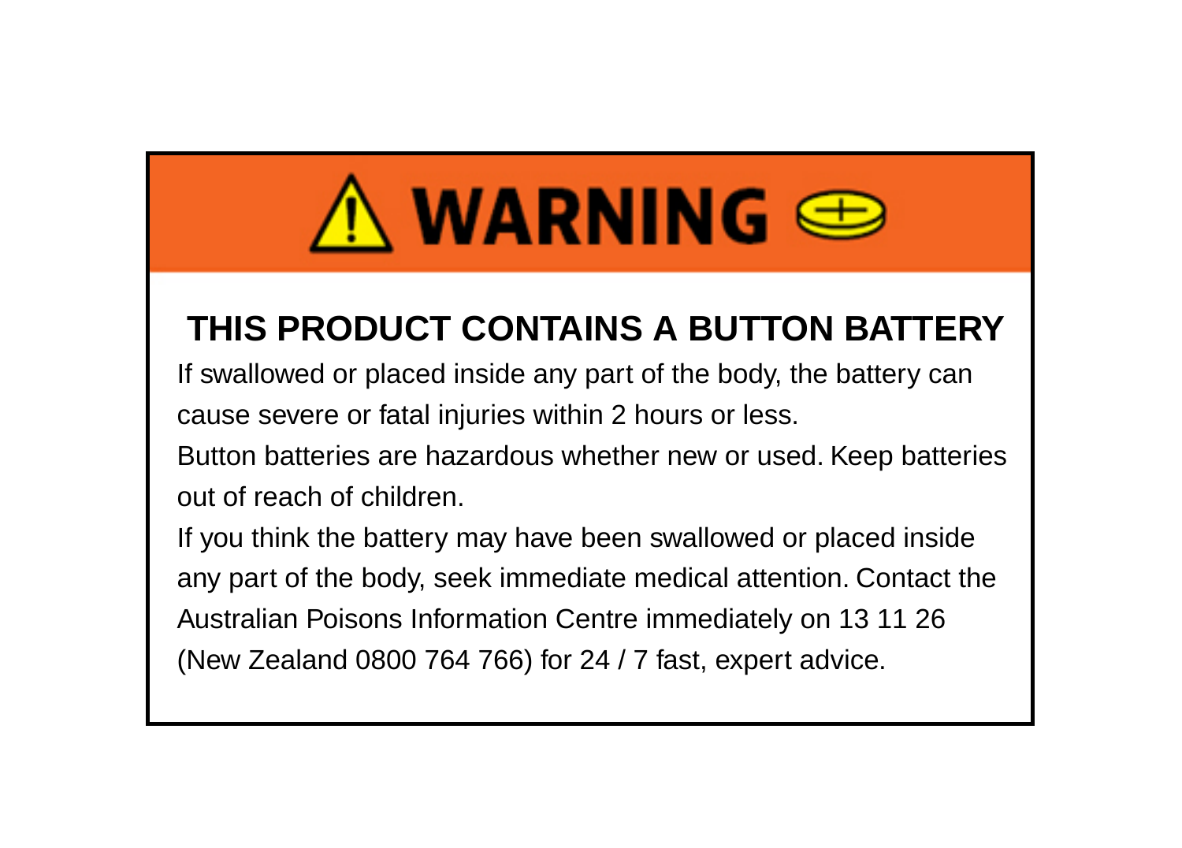# ⚠ WARNING

## THIS PRODUCT CONTAINS A BUTTON BATTERY

If swallowed or placed inside any part of the body, the battery can cause severe or fatal injuries within 2 hours or less.

Button batteries are hazardous whether new or used. Keep batteries out of reach of children.

If you think the battery may have been swallowed or placed inside any part of the body, seek immediate medical attention. Contact the Australian Poisons Information Centre immediately on 13 11 26 (New Zealand 0800 764 766) for 24 / 7 fast, expert advice.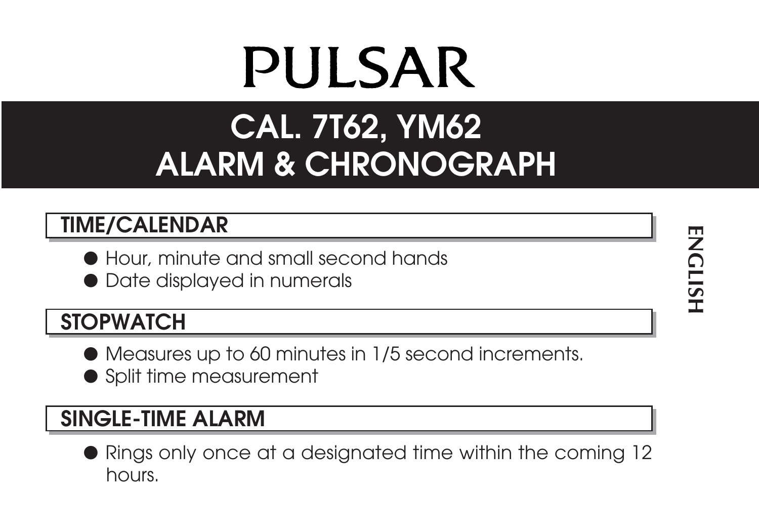# PULSAR

## CAL. 7T62, YM62
## ALARM & CHRONOGRAPH

ENGLISH

### TIME/CALENDAR

- Hour, minute and small second hands
- Date displayed in numerals

### STOPWATCH

- Measures up to 60 minutes in 1/5 second increments.
- Split time measurement

### SINGLE-TIME ALARM

- Rings only once at a designated time within the coming 12 hours.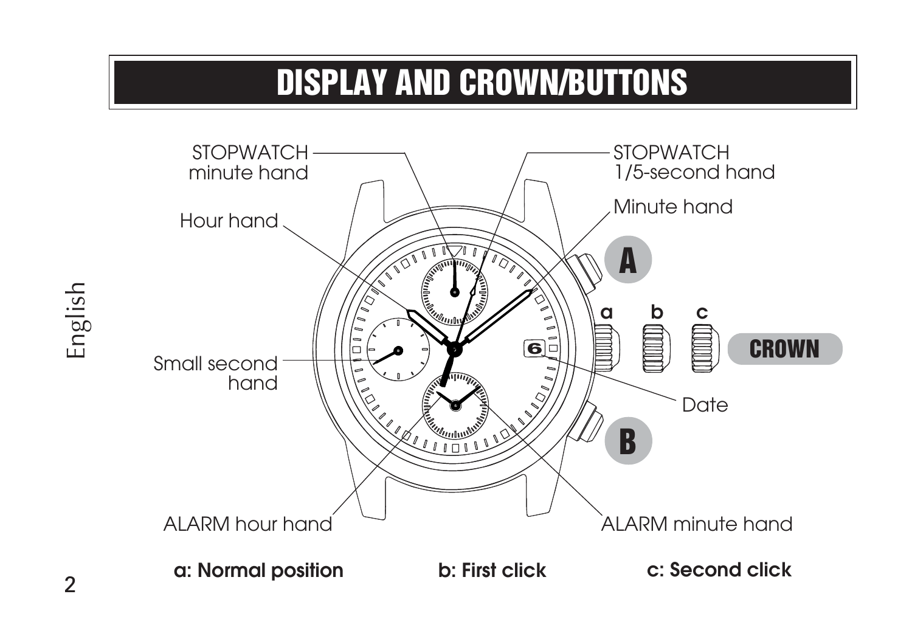# DISPLAY AND CROWN/BUTTONS

STOPWATCH minute hand

STOPWATCH 1/5-second hand

Hour hand

Minute hand

A

a b c

CROWN

Small second hand

Date

B

ALARM hour hand

ALARM minute hand

**a: Normal position** **b: First click** **c: Second click**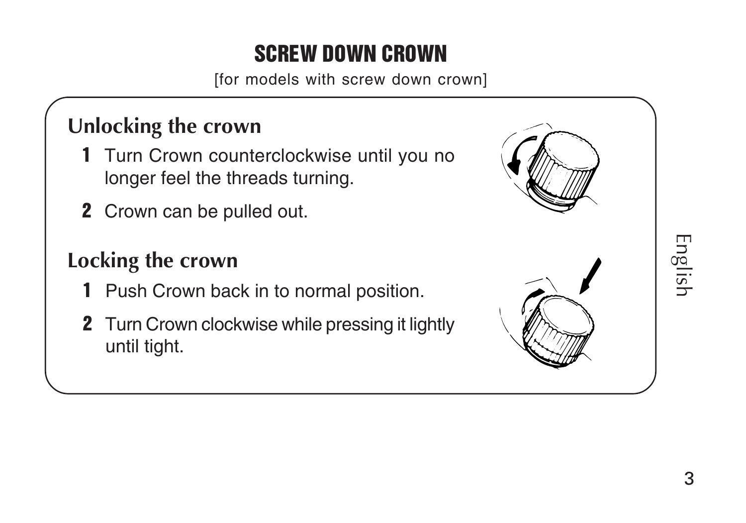# SCREW DOWN CROWN

[for models with screw down crown]

## Unlocking the crown

1. Turn Crown counterclockwise until you no longer feel the threads turning.
2. Crown can be pulled out.

## Locking the crown

1. Push Crown back in to normal position.
2. Turn Crown clockwise while pressing it lightly until tight.

English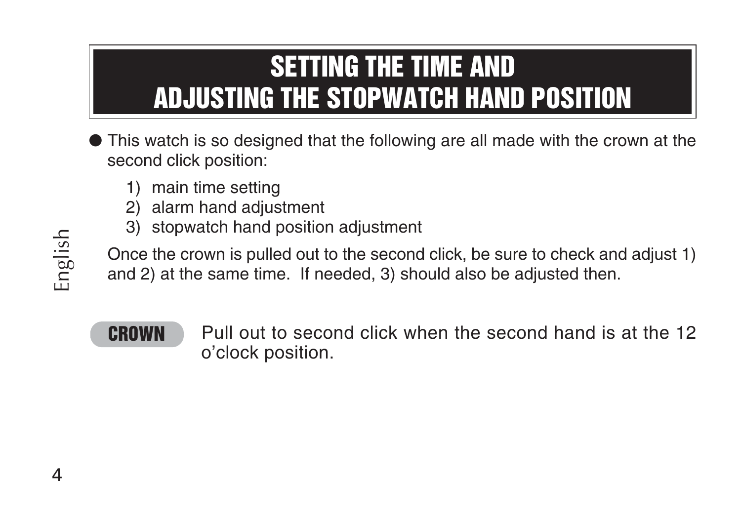# SETTING THE TIME AND ADJUSTING THE STOPWATCH HAND POSITION

- This watch is so designed that the following are all made with the crown at the second click position:

  1) main time setting
  2) alarm hand adjustment
  3) stopwatch hand position adjustment

  Once the crown is pulled out to the second click, be sure to check and adjust 1) and 2) at the same time. If needed, 3) should also be adjusted then.

**CROWN** Pull out to second click when the second hand is at the 12 o'clock position.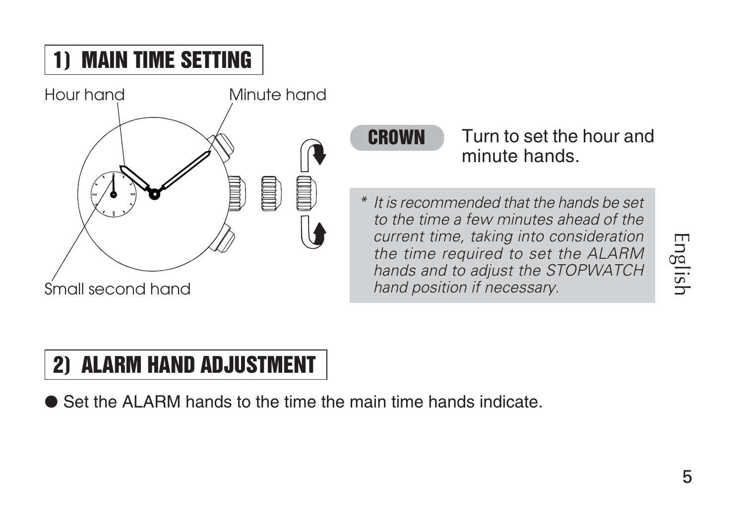## 1) MAIN TIME SETTING

Hour hand

Minute hand

Small second hand

**CROWN** Turn to set the hour and minute hands.

*\* It is recommended that the hands be set to the time a few minutes ahead of the current time, taking into consideration the time required to set the ALARM hands and to adjust the STOPWATCH hand position if necessary.*

English

## 2) ALARM HAND ADJUSTMENT

- Set the ALARM hands to the time the main time hands indicate.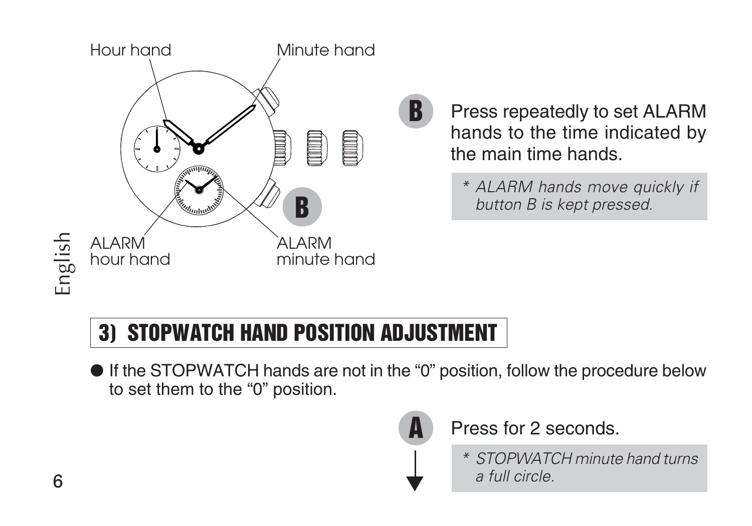Hour hand

Minute hand

ALARM hour hand

ALARM minute hand

**B** Press repeatedly to set ALARM hands to the time indicated by the main time hands.

> * *ALARM hands move quickly if button B is kept pressed.*

## 3) STOPWATCH HAND POSITION ADJUSTMENT

- If the STOPWATCH hands are not in the “0” position, follow the procedure below to set them to the “0” position.

**A** Press for 2 seconds.

> * *STOPWATCH minute hand turns a full circle.*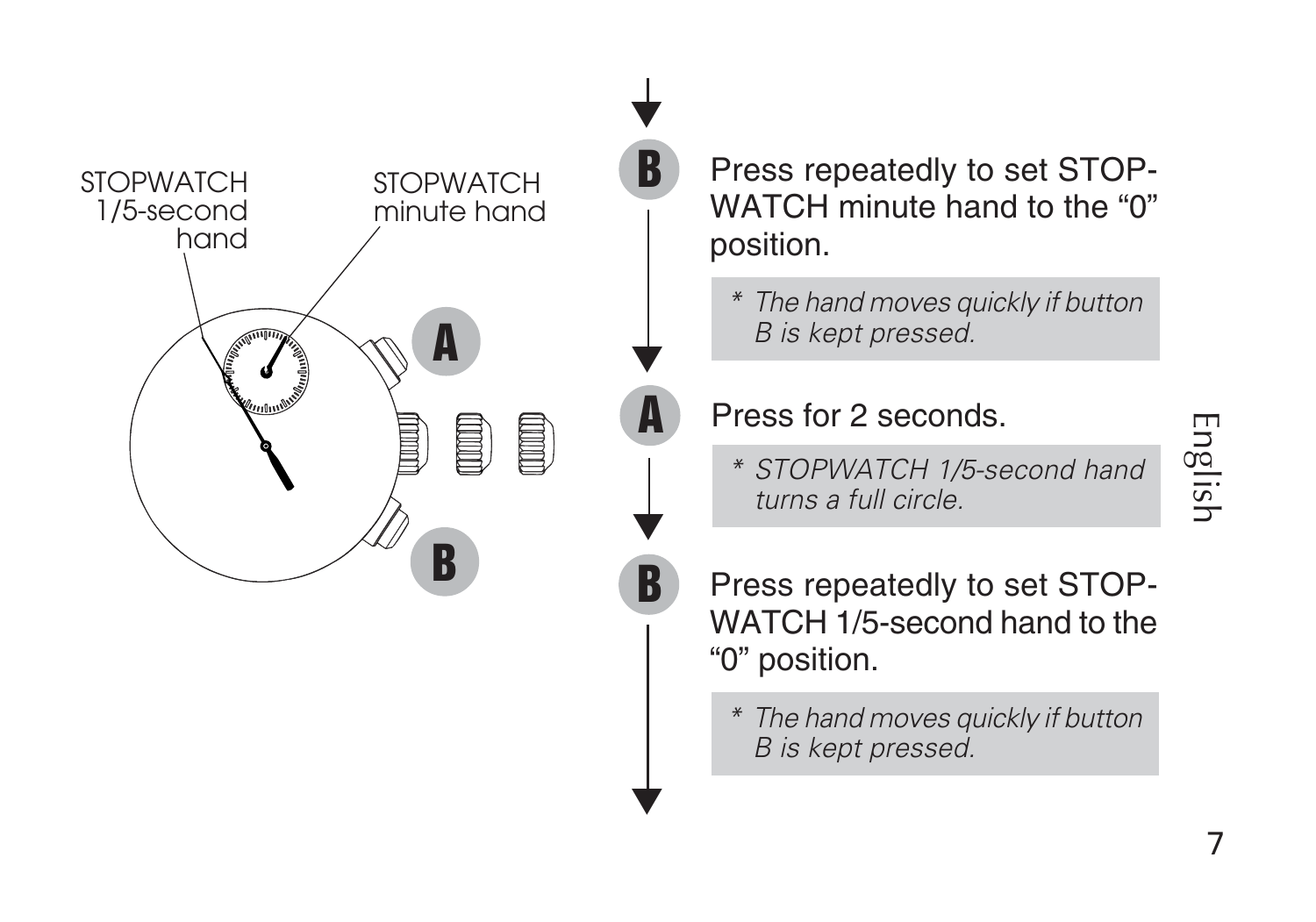STOPWATCH 1/5-second hand

STOPWATCH minute hand

**B** Press repeatedly to set STOPWATCH minute hand to the “0” position.

> *\* The hand moves quickly if button B is kept pressed.*

**A** Press for 2 seconds.

> *\* STOPWATCH 1/5-second hand turns a full circle.*

**B** Press repeatedly to set STOPWATCH 1/5-second hand to the “0” position.

> *\* The hand moves quickly if button B is kept pressed.*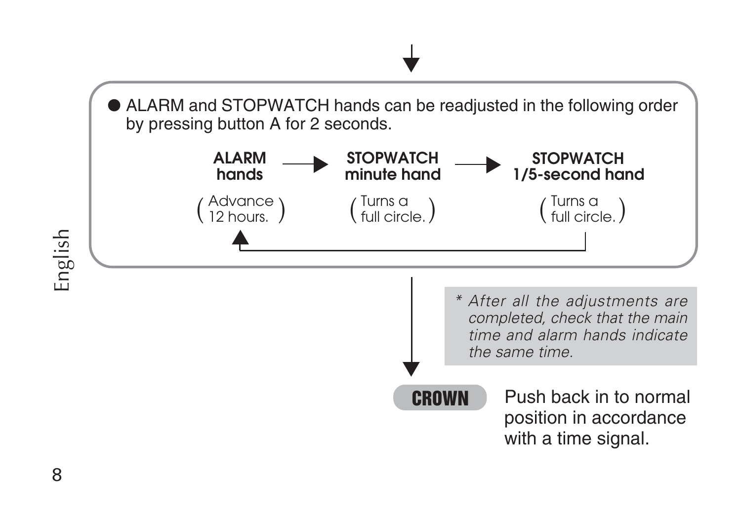- ALARM and STOPWATCH hands can be readjusted in the following order by pressing button A for 2 seconds.

**ALARM hands** (Advance 12 hours.) → **STOPWATCH minute hand** (Turns a full circle.) → **STOPWATCH 1/5-second hand** (Turns a full circle.) → back to **ALARM hands**

*\* After all the adjustments are completed, check that the main time and alarm hands indicate the same time.*

**CROWN** Push back in to normal position in accordance with a time signal.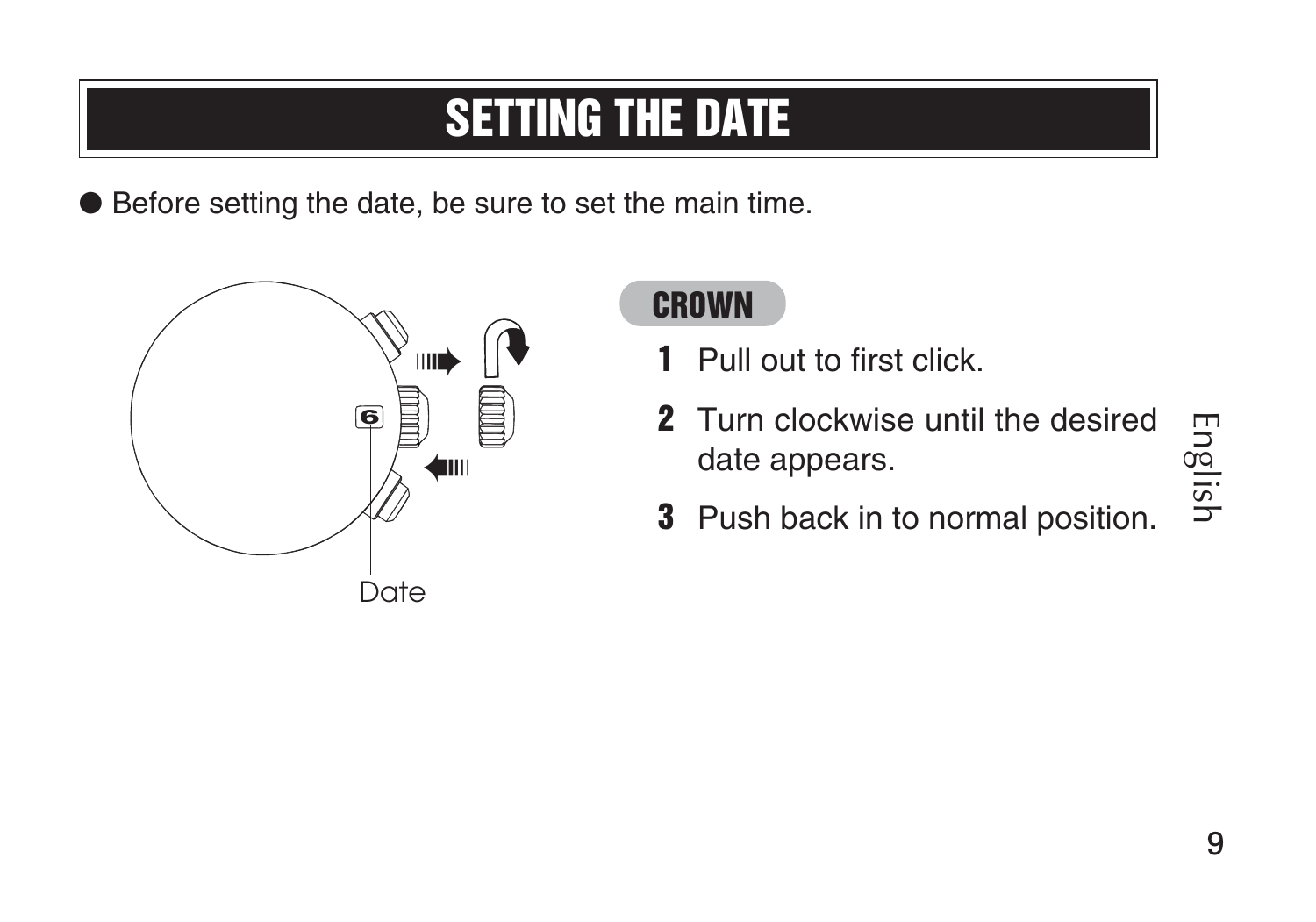# SETTING THE DATE

- Before setting the date, be sure to set the main time.

Date

**CROWN**

1. Pull out to first click.
2. Turn clockwise until the desired date appears.
3. Push back in to normal position.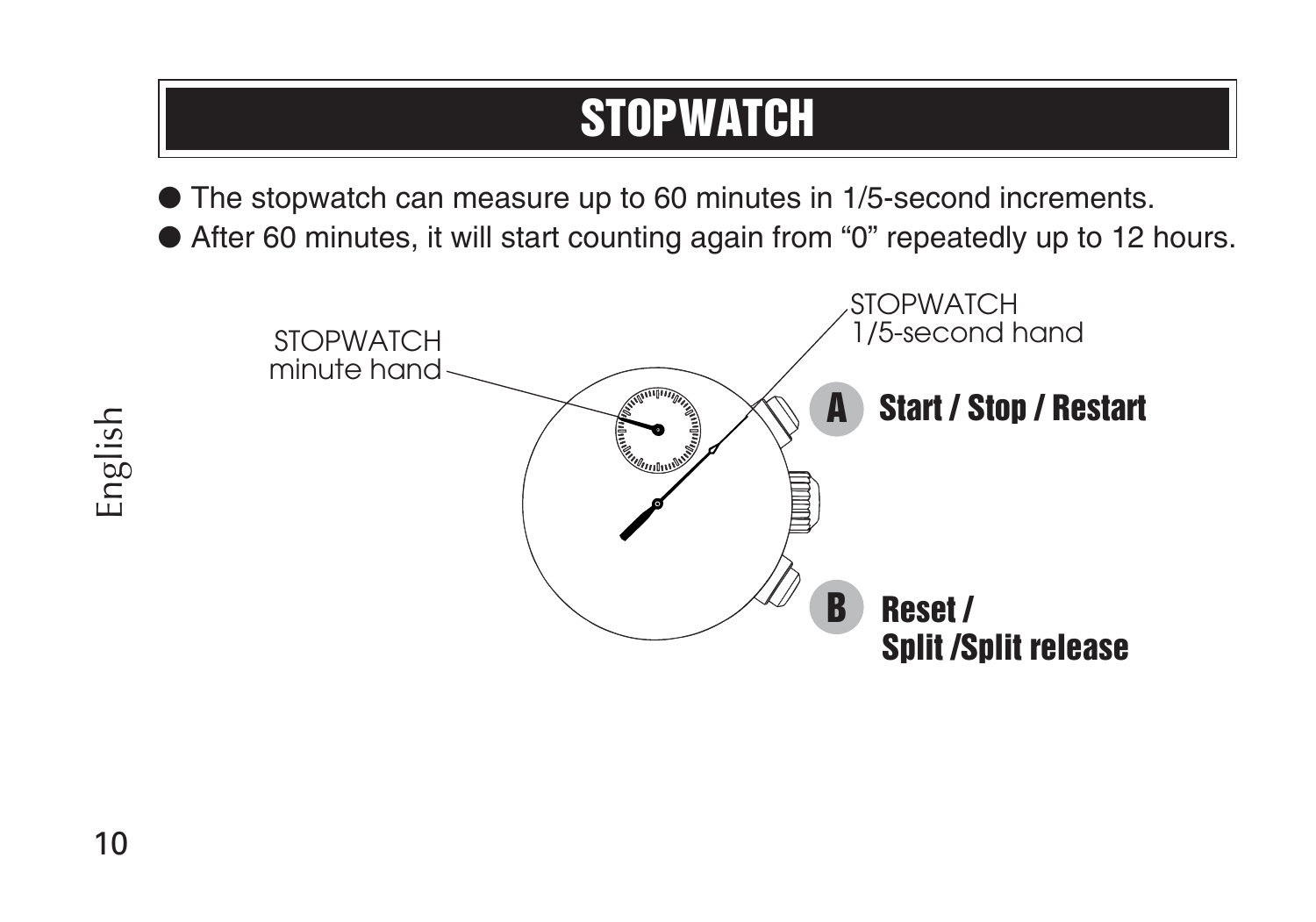# STOPWATCH

- The stopwatch can measure up to 60 minutes in 1/5-second increments.
- After 60 minutes, it will start counting again from “0” repeatedly up to 12 hours.

STOPWATCH minute hand

STOPWATCH 1/5-second hand

**A** **Start / Stop / Restart**

**B** **Reset / Split /Split release**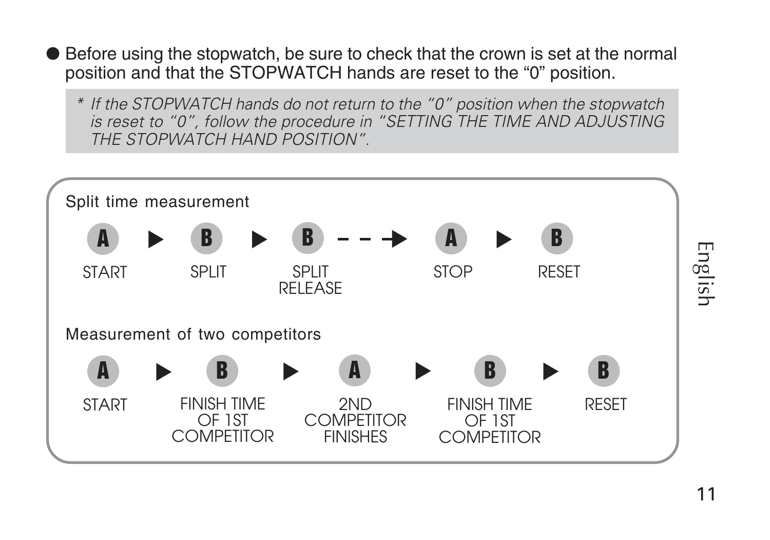- Before using the stopwatch, be sure to check that the crown is set at the normal position and that the STOPWATCH hands are reset to the "0" position.

> *\* If the STOPWATCH hands do not return to the "0" position when the stopwatch is reset to "0", follow the procedure in "SETTING THE TIME AND ADJUSTING THE STOPWATCH HAND POSITION".*

**Split time measurement**

A ▶ B ▶ B - - → A ▶ B

| A | B | B | A | B |
|---|---|---|---|---|
| START | SPLIT | SPLIT RELEASE | STOP | RESET |

**Measurement of two competitors**

A ▶ B ▶ A ▶ B ▶ B

| A | B | A | B | B |
|---|---|---|---|---|
| START | FINISH TIME OF 1ST COMPETITOR | 2ND COMPETITOR FINISHES | FINISH TIME OF 1ST COMPETITOR | RESET |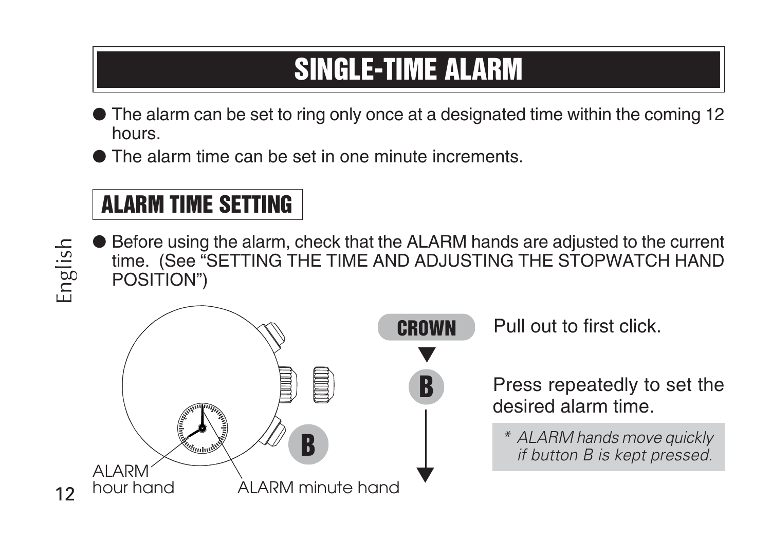# SINGLE-TIME ALARM

- The alarm can be set to ring only once at a designated time within the coming 12 hours.
- The alarm time can be set in one minute increments.

## ALARM TIME SETTING

- Before using the alarm, check that the ALARM hands are adjusted to the current time. (See "SETTING THE TIME AND ADJUSTING THE STOPWATCH HAND POSITION")

ALARM hour hand

ALARM minute hand

**CROWN** Pull out to first click.

**B** Press repeatedly to set the desired alarm time.

*\* ALARM hands move quickly if button B is kept pressed.*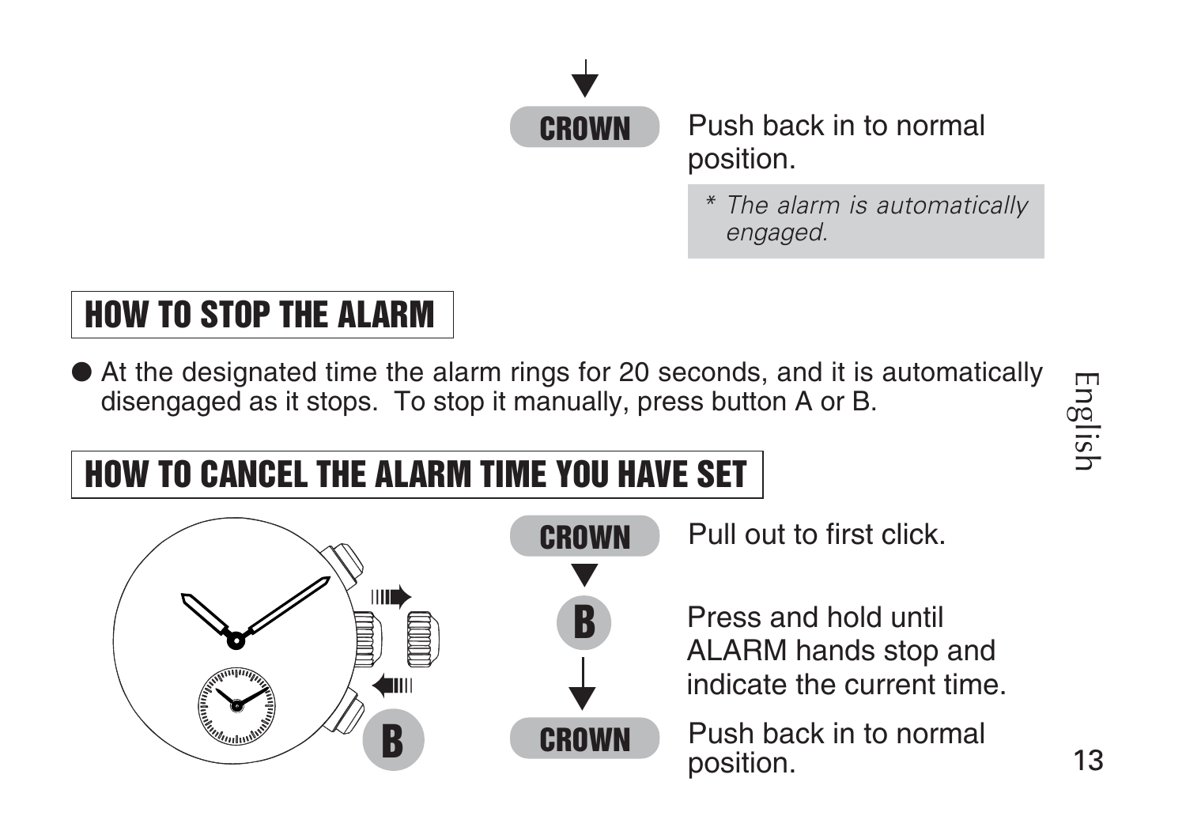**CROWN** Push back in to normal position.

*\* The alarm is automatically engaged.*

## HOW TO STOP THE ALARM

- At the designated time the alarm rings for 20 seconds, and it is automatically disengaged as it stops. To stop it manually, press button A or B.

## HOW TO CANCEL THE ALARM TIME YOU HAVE SET

**CROWN** Pull out to first click.

**B** Press and hold until ALARM hands stop and indicate the current time.

**CROWN** Push back in to normal position.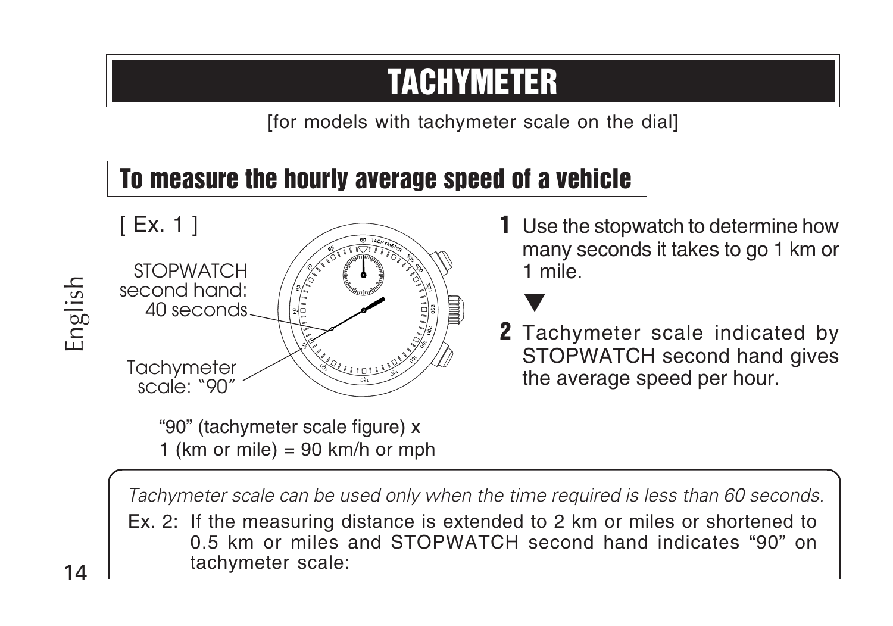# TACHYMETER

[for models with tachymeter scale on the dial]

## To measure the hourly average speed of a vehicle

[ Ex. 1 ]

STOPWATCH second hand: 40 seconds

Tachymeter scale: "90"

"90" (tachymeter scale figure) x 1 (km or mile) = 90 km/h or mph

**1** Use the stopwatch to determine how many seconds it takes to go 1 km or 1 mile.

▼

**2** Tachymeter scale indicated by STOPWATCH second hand gives the average speed per hour.

*Tachymeter scale can be used only when the time required is less than 60 seconds.*

Ex. 2: If the measuring distance is extended to 2 km or miles or shortened to 0.5 km or miles and STOPWATCH second hand indicates "90" on tachymeter scale: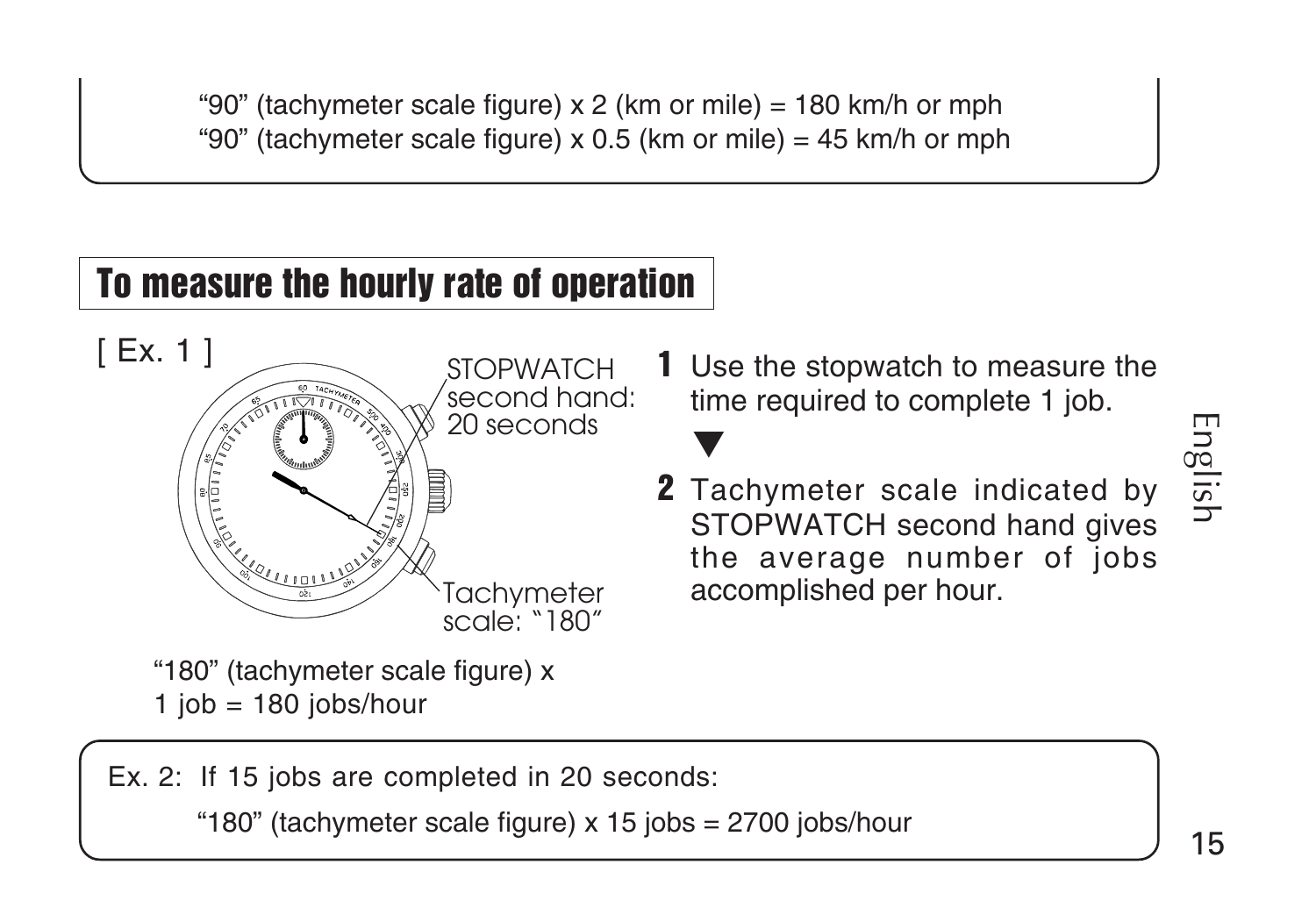"90" (tachymeter scale figure) x 2 (km or mile) = 180 km/h or mph
"90" (tachymeter scale figure) x 0.5 (km or mile) = 45 km/h or mph

## To measure the hourly rate of operation

[ Ex. 1 ]

STOPWATCH second hand: 20 seconds

Tachymeter scale: "180"

"180" (tachymeter scale figure) x 1 job = 180 jobs/hour

1. Use the stopwatch to measure the time required to complete 1 job.

▼

2. Tachymeter scale indicated by STOPWATCH second hand gives the average number of jobs accomplished per hour.

Ex. 2: If 15 jobs are completed in 20 seconds:

"180" (tachymeter scale figure) x 15 jobs = 2700 jobs/hour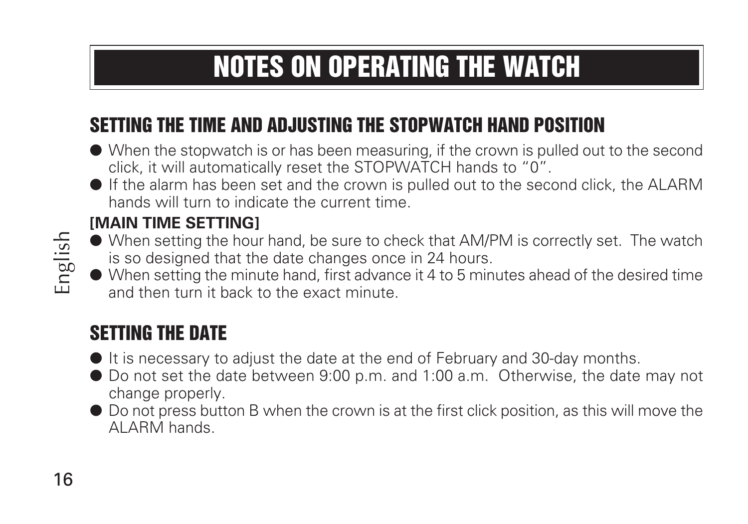# NOTES ON OPERATING THE WATCH

## SETTING THE TIME AND ADJUSTING THE STOPWATCH HAND POSITION

- When the stopwatch is or has been measuring, if the crown is pulled out to the second click, it will automatically reset the STOPWATCH hands to "0".
- If the alarm has been set and the crown is pulled out to the second click, the ALARM hands will turn to indicate the current time.

**[MAIN TIME SETTING]**

- When setting the hour hand, be sure to check that AM/PM is correctly set. The watch is so designed that the date changes once in 24 hours.
- When setting the minute hand, first advance it 4 to 5 minutes ahead of the desired time and then turn it back to the exact minute.

## SETTING THE DATE

- It is necessary to adjust the date at the end of February and 30-day months.
- Do not set the date between 9:00 p.m. and 1:00 a.m. Otherwise, the date may not change properly.
- Do not press button B when the crown is at the first click position, as this will move the ALARM hands.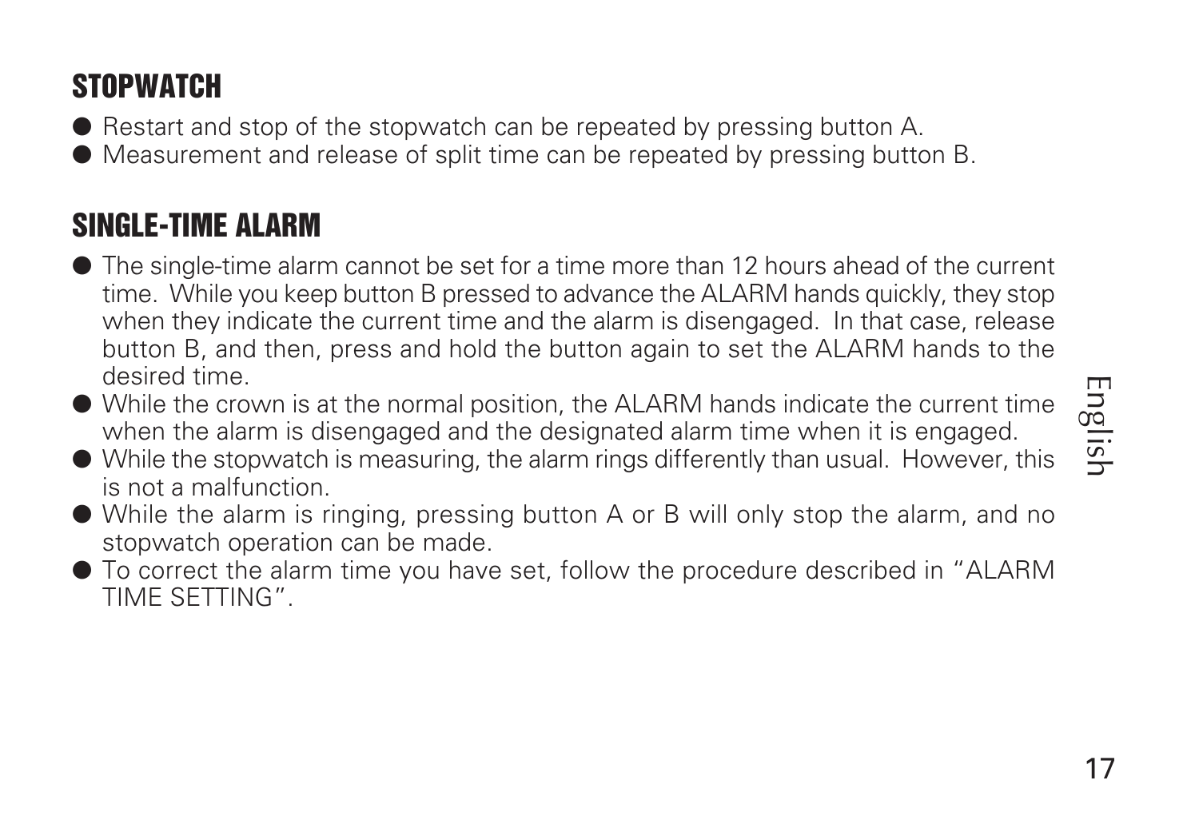## STOPWATCH

- Restart and stop of the stopwatch can be repeated by pressing button A.
- Measurement and release of split time can be repeated by pressing button B.

## SINGLE-TIME ALARM

- The single-time alarm cannot be set for a time more than 12 hours ahead of the current time. While you keep button B pressed to advance the ALARM hands quickly, they stop when they indicate the current time and the alarm is disengaged. In that case, release button B, and then, press and hold the button again to set the ALARM hands to the desired time.
- While the crown is at the normal position, the ALARM hands indicate the current time when the alarm is disengaged and the designated alarm time when it is engaged.
- While the stopwatch is measuring, the alarm rings differently than usual. However, this is not a malfunction.
- While the alarm is ringing, pressing button A or B will only stop the alarm, and no stopwatch operation can be made.
- To correct the alarm time you have set, follow the procedure described in "ALARM TIME SETTING".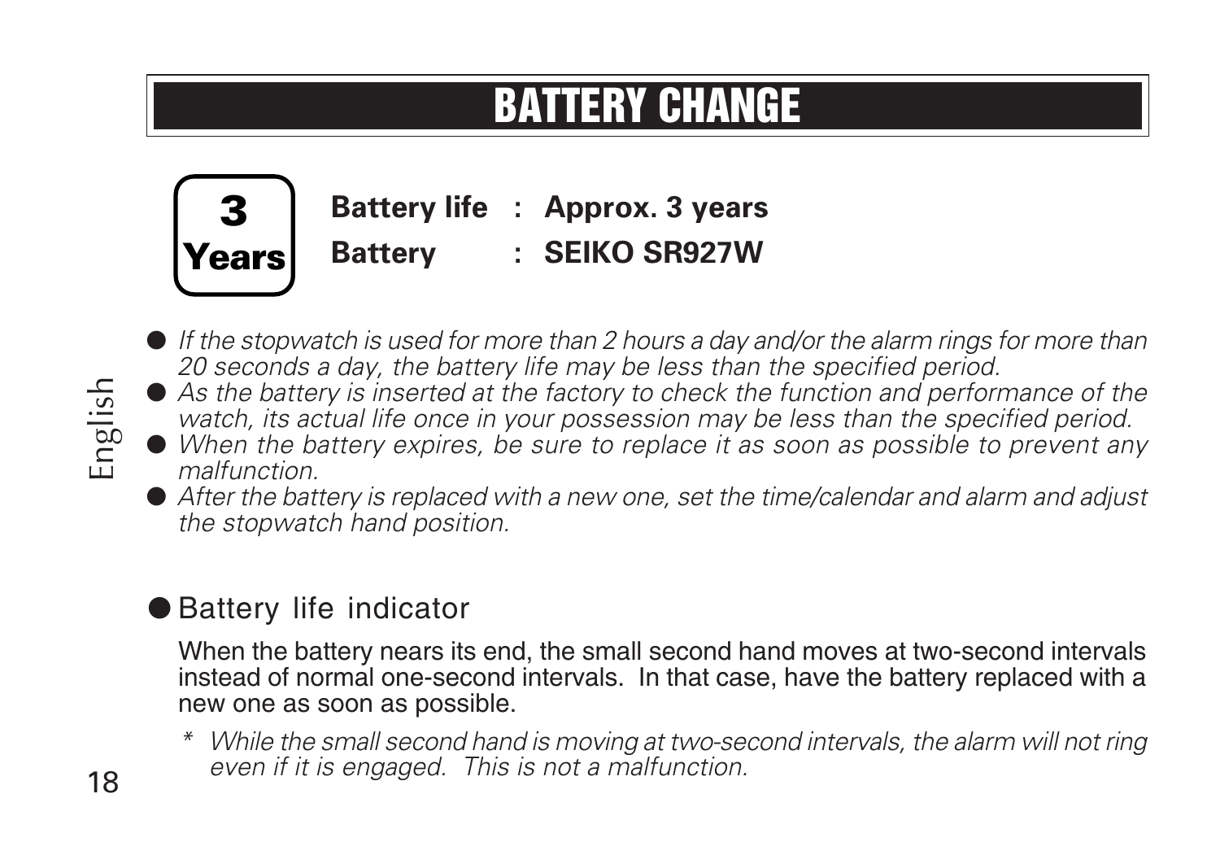# BATTERY CHANGE

**3 Years**

**Battery life : Approx. 3 years**

**Battery : SEIKO SR927W**

- *If the stopwatch is used for more than 2 hours a day and/or the alarm rings for more than 20 seconds a day, the battery life may be less than the specified period.*
- *As the battery is inserted at the factory to check the function and performance of the watch, its actual life once in your possession may be less than the specified period.*
- *When the battery expires, be sure to replace it as soon as possible to prevent any malfunction.*
- *After the battery is replaced with a new one, set the time/calendar and alarm and adjust the stopwatch hand position.*

## Battery life indicator

When the battery nears its end, the small second hand moves at two-second intervals instead of normal one-second intervals. In that case, have the battery replaced with a new one as soon as possible.

\* *While the small second hand is moving at two-second intervals, the alarm will not ring even if it is engaged. This is not a malfunction.*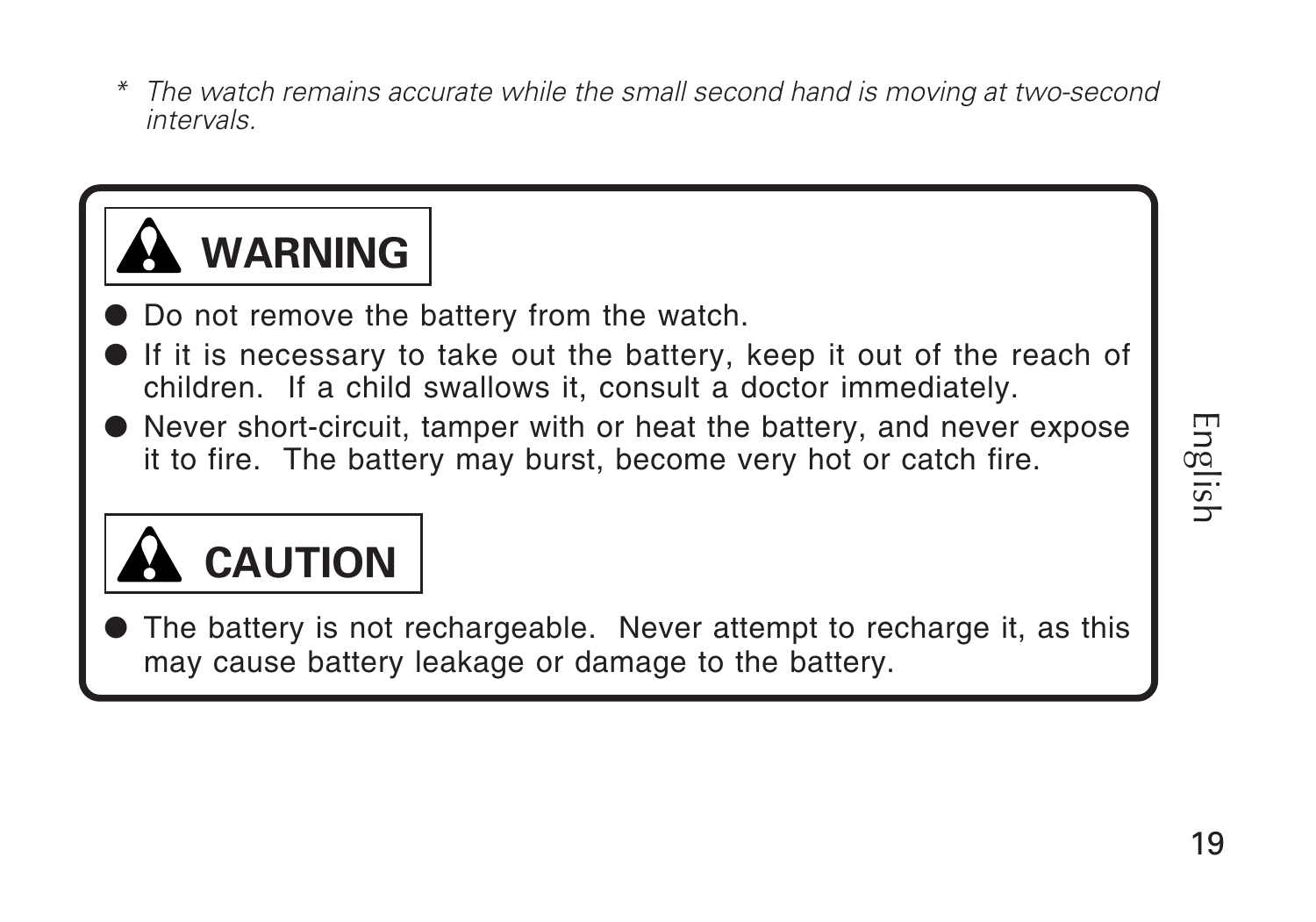\* *The watch remains accurate while the small second hand is moving at two-second intervals.*

## ⚠ WARNING

- Do not remove the battery from the watch.
- If it is necessary to take out the battery, keep it out of the reach of children. If a child swallows it, consult a doctor immediately.
- Never short-circuit, tamper with or heat the battery, and never expose it to fire. The battery may burst, become very hot or catch fire.

## ⚠ CAUTION

- The battery is not rechargeable. Never attempt to recharge it, as this may cause battery leakage or damage to the battery.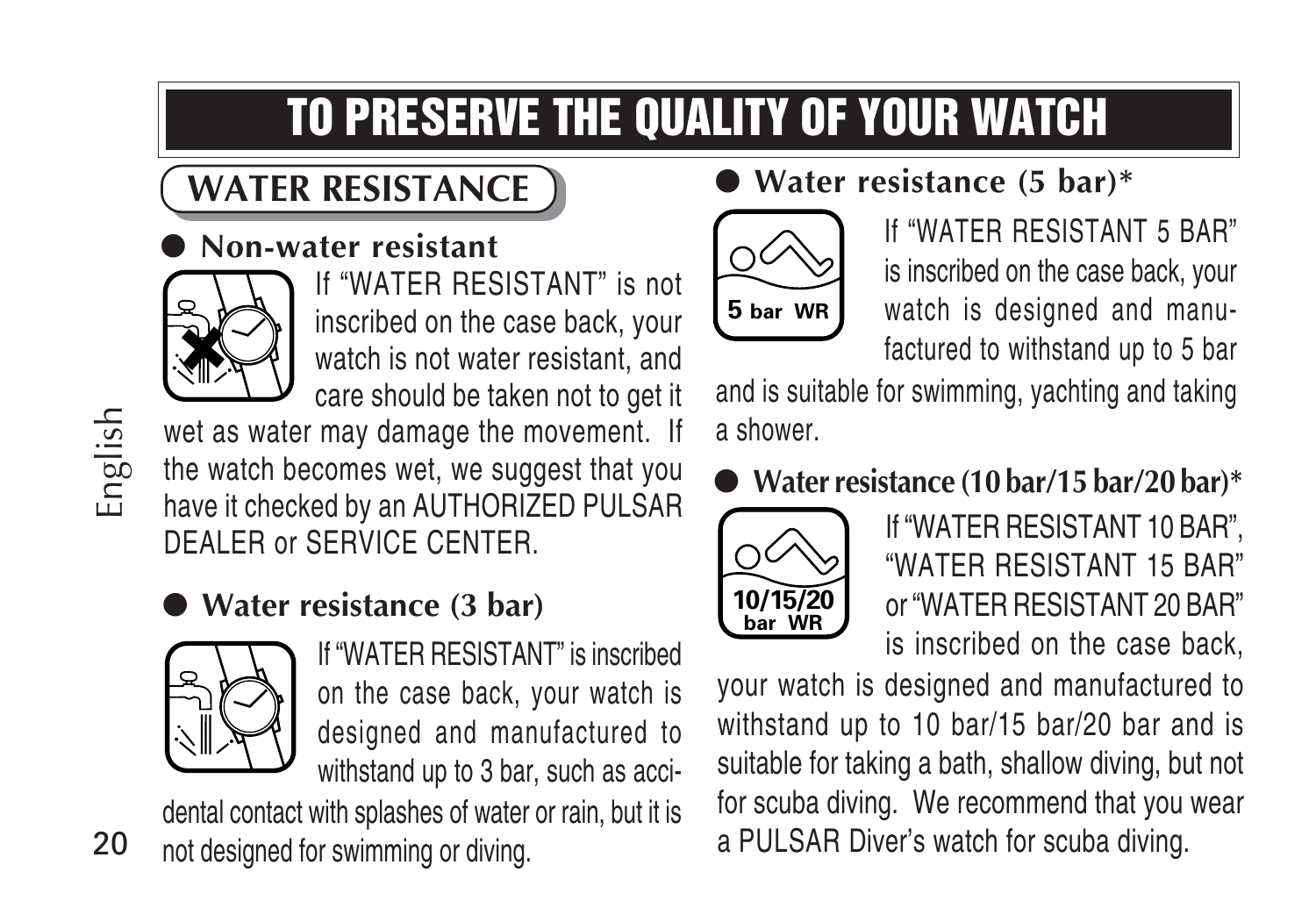# TO PRESERVE THE QUALITY OF YOUR WATCH

## WATER RESISTANCE

### ● Non-water resistant

If "WATER RESISTANT" is not inscribed on the case back, your watch is not water resistant, and care should be taken not to get it wet as water may damage the movement. If the watch becomes wet, we suggest that you have it checked by an AUTHORIZED PULSAR DEALER or SERVICE CENTER.

### ● Water resistance (3 bar)

If "WATER RESISTANT" is inscribed on the case back, your watch is designed and manufactured to withstand up to 3 bar, such as accidental contact with splashes of water or rain, but it is not designed for swimming or diving.

### ● Water resistance (5 bar)*

If "WATER RESISTANT 5 BAR" is inscribed on the case back, your watch is designed and manufactured to withstand up to 5 bar and is suitable for swimming, yachting and taking a shower.

### ● Water resistance (10 bar/15 bar/20 bar)*

If "WATER RESISTANT 10 BAR", "WATER RESISTANT 15 BAR" or "WATER RESISTANT 20 BAR" is inscribed on the case back, your watch is designed and manufactured to withstand up to 10 bar/15 bar/20 bar and is suitable for taking a bath, shallow diving, but not for scuba diving. We recommend that you wear a PULSAR Diver's watch for scuba diving.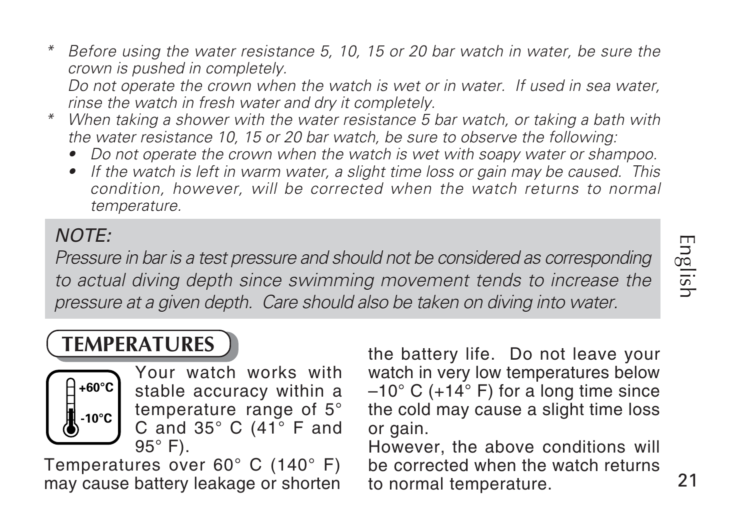* *Before using the water resistance 5, 10, 15 or 20 bar watch in water, be sure the crown is pushed in completely.*
  *Do not operate the crown when the watch is wet or in water. If used in sea water, rinse the watch in fresh water and dry it completely.*
* *When taking a shower with the water resistance 5 bar watch, or taking a bath with the water resistance 10, 15 or 20 bar watch, be sure to observe the following:*
  - *Do not operate the crown when the watch is wet with soapy water or shampoo.*
  - *If the watch is left in warm water, a slight time loss or gain may be caused. This condition, however, will be corrected when the watch returns to normal temperature.*

*NOTE:*
*Pressure in bar is a test pressure and should not be considered as corresponding to actual diving depth since swimming movement tends to increase the pressure at a given depth. Care should also be taken on diving into water.*

## TEMPERATURES

+60°C
-10°C

Your watch works with stable accuracy within a temperature range of 5° C and 35° C (41° F and 95° F).

Temperatures over 60° C (140° F) may cause battery leakage or shorten the battery life. Do not leave your watch in very low temperatures below –10° C (+14° F) for a long time since the cold may cause a slight time loss or gain.

However, the above conditions will be corrected when the watch returns to normal temperature.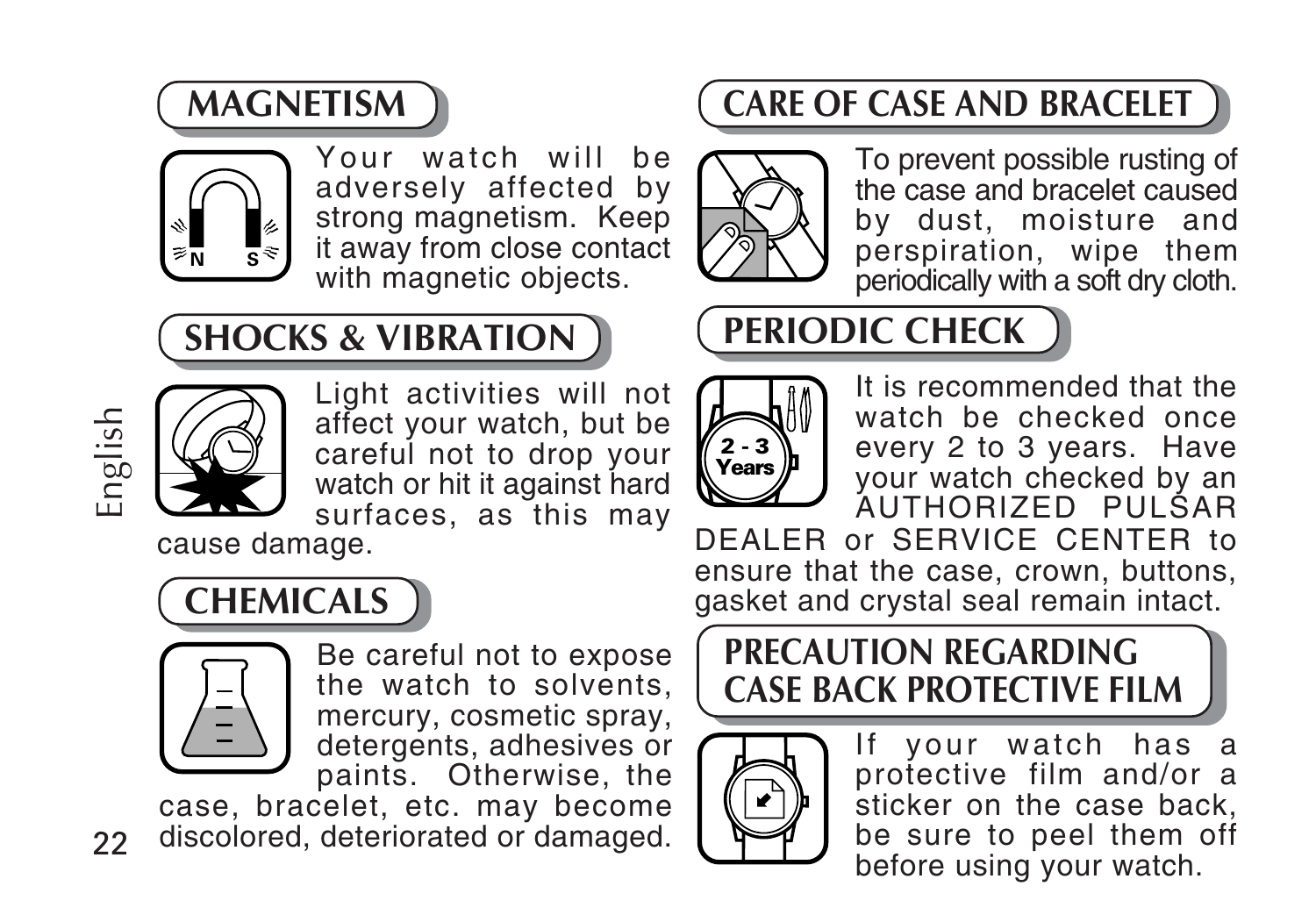## MAGNETISM

Your watch will be adversely affected by strong magnetism. Keep it away from close contact with magnetic objects.

## SHOCKS & VIBRATION

Light activities will not affect your watch, but be careful not to drop your watch or hit it against hard surfaces, as this may cause damage.

## CHEMICALS

Be careful not to expose the watch to solvents, mercury, cosmetic spray, detergents, adhesives or paints. Otherwise, the case, bracelet, etc. may become discolored, deteriorated or damaged.

## CARE OF CASE AND BRACELET

To prevent possible rusting of the case and bracelet caused by dust, moisture and perspiration, wipe them periodically with a soft dry cloth.

## PERIODIC CHECK

It is recommended that the watch be checked once every 2 to 3 years. Have your watch checked by an AUTHORIZED PULSAR DEALER or SERVICE CENTER to ensure that the case, crown, buttons, gasket and crystal seal remain intact.

## PRECAUTION REGARDING CASE BACK PROTECTIVE FILM

If your watch has a protective film and/or a sticker on the case back, be sure to peel them off before using your watch.